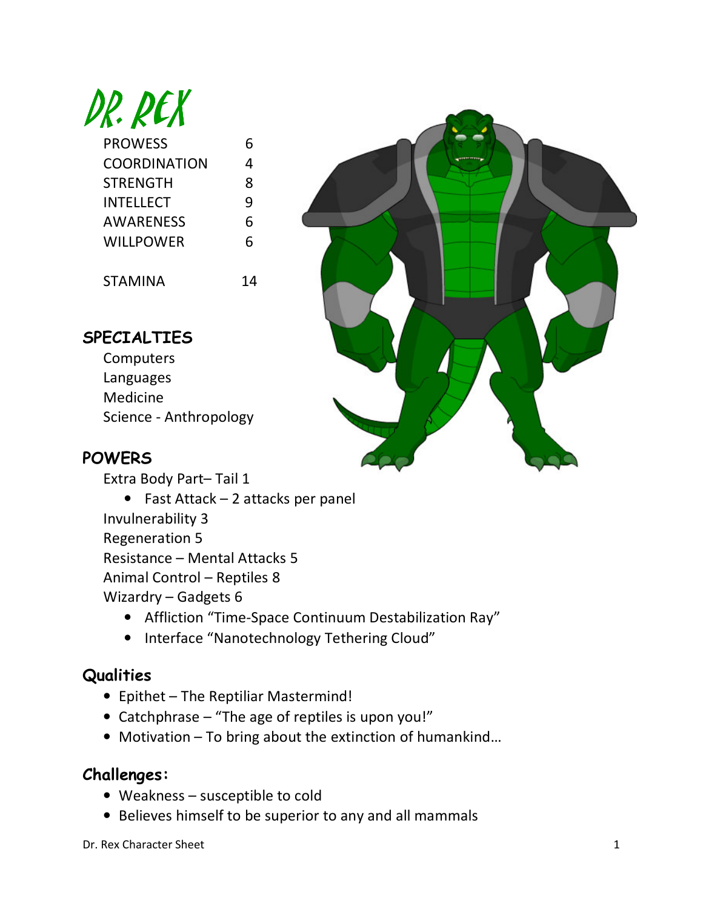# DR. REX

| | |
|---|---|
| PROWESS | 6 |
| COORDINATION | 4 |
| STRENGTH | 8 |
| INTELLECT | 9 |
| AWARENESS | 6 |
| WILLPOWER | 6 |
| | |
| STAMINA | 14 |

## SPECIALTIES

Computers
Languages
Medicine
Science - Anthropology

## POWERS

Extra Body Part– Tail 1
- Fast Attack – 2 attacks per panel

Invulnerability 3
Regeneration 5
Resistance – Mental Attacks 5
Animal Control – Reptiles 8
Wizardry – Gadgets 6
- Affliction "Time-Space Continuum Destabilization Ray"
- Interface "Nanotechnology Tethering Cloud"

## Qualities

- Epithet – The Reptiliar Mastermind!
- Catchphrase – "The age of reptiles is upon you!"
- Motivation – To bring about the extinction of humankind…

## Challenges:

- Weakness – susceptible to cold
- Believes himself to be superior to any and all mammals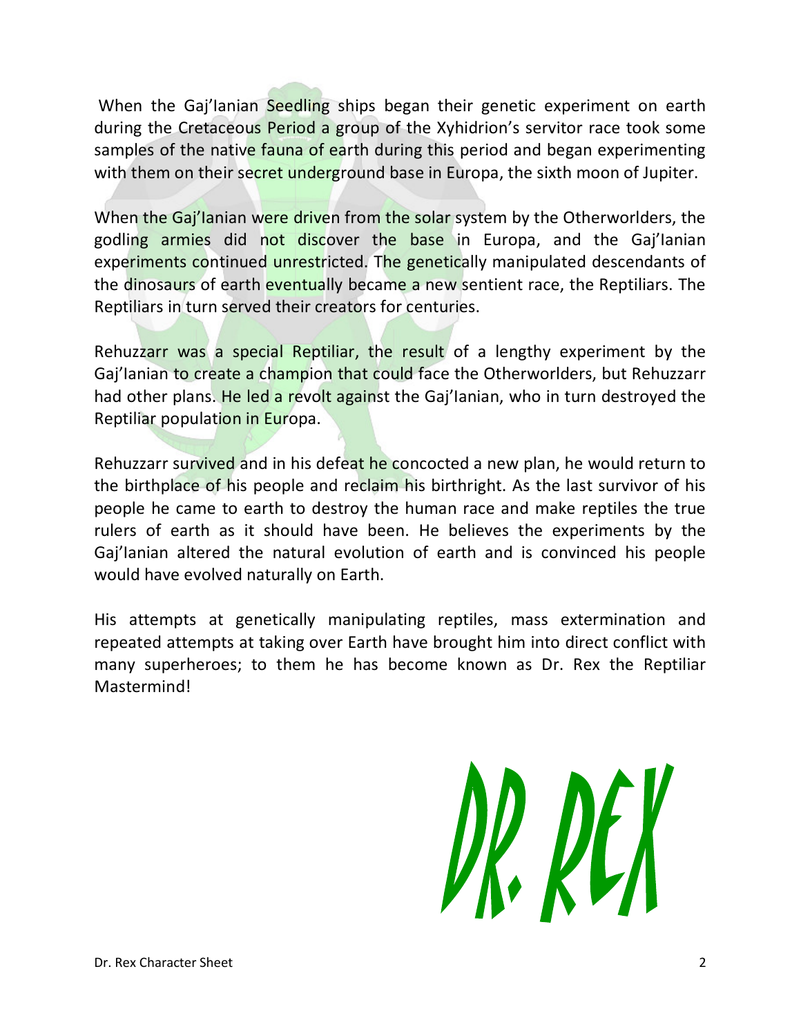When the Gaj'Ianian Seedling ships began their genetic experiment on earth during the Cretaceous Period a group of the Xyhidrion's servitor race took some samples of the native fauna of earth during this period and began experimenting with them on their secret underground base in Europa, the sixth moon of Jupiter.

When the Gaj'Ianian were driven from the solar system by the Otherworlders, the godling armies did not discover the base in Europa, and the Gaj'Ianian experiments continued unrestricted. The genetically manipulated descendants of the dinosaurs of earth eventually became a new sentient race, the Reptiliars. The Reptiliars in turn served their creators for centuries.

Rehuzzarr was a special Reptiliar, the result of a lengthy experiment by the Gaj'Ianian to create a champion that could face the Otherworlders, but Rehuzzarr had other plans. He led a revolt against the Gaj'Ianian, who in turn destroyed the Reptiliar population in Europa.

Rehuzzarr survived and in his defeat he concocted a new plan, he would return to the birthplace of his people and reclaim his birthright. As the last survivor of his people he came to earth to destroy the human race and make reptiles the true rulers of earth as it should have been. He believes the experiments by the Gaj'Ianian altered the natural evolution of earth and is convinced his people would have evolved naturally on Earth.

His attempts at genetically manipulating reptiles, mass extermination and repeated attempts at taking over Earth have brought him into direct conflict with many superheroes; to them he has become known as Dr. Rex the Reptiliar Mastermind!

DR. REX